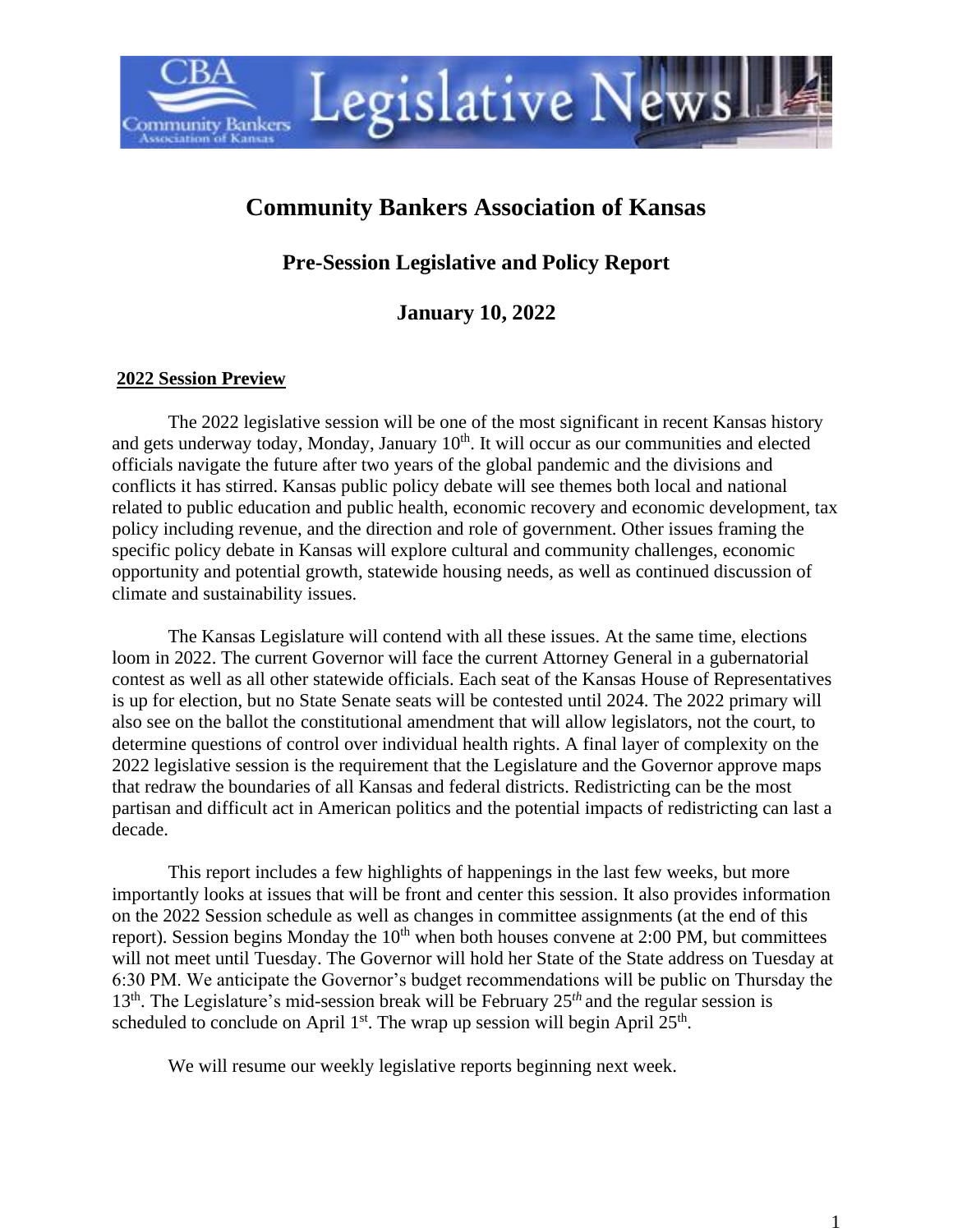# Community Bankers Association of Kansas

## Pre-Session Legislative and Policy Report

## January 10, 2022

**2022 Session Preview**

The 2022 legislative session will be one of the most significant in recent Kansas history and gets underway today, Monday, January 10th. It will occur as our communities and elected officials navigate the future after two years of the global pandemic and the divisions and conflicts it has stirred. Kansas public policy debate will see themes both local and national related to public education and public health, economic recovery and economic development, tax policy including revenue, and the direction and role of government. Other issues framing the specific policy debate in Kansas will explore cultural and community challenges, economic opportunity and potential growth, statewide housing needs, as well as continued discussion of climate and sustainability issues.

The Kansas Legislature will contend with all these issues. At the same time, elections loom in 2022. The current Governor will face the current Attorney General in a gubernatorial contest as well as all other statewide officials. Each seat of the Kansas House of Representatives is up for election, but no State Senate seats will be contested until 2024. The 2022 primary will also see on the ballot the constitutional amendment that will allow legislators, not the court, to determine questions of control over individual health rights. A final layer of complexity on the 2022 legislative session is the requirement that the Legislature and the Governor approve maps that redraw the boundaries of all Kansas and federal districts. Redistricting can be the most partisan and difficult act in American politics and the potential impacts of redistricting can last a decade.

This report includes a few highlights of happenings in the last few weeks, but more importantly looks at issues that will be front and center this session. It also provides information on the 2022 Session schedule as well as changes in committee assignments (at the end of this report). Session begins Monday the 10th when both houses convene at 2:00 PM, but committees will not meet until Tuesday. The Governor will hold her State of the State address on Tuesday at 6:30 PM. We anticipate the Governor's budget recommendations will be public on Thursday the 13th. The Legislature's mid-session break will be February 25*th* and the regular session is scheduled to conclude on April 1st. The wrap up session will begin April 25th.

We will resume our weekly legislative reports beginning next week.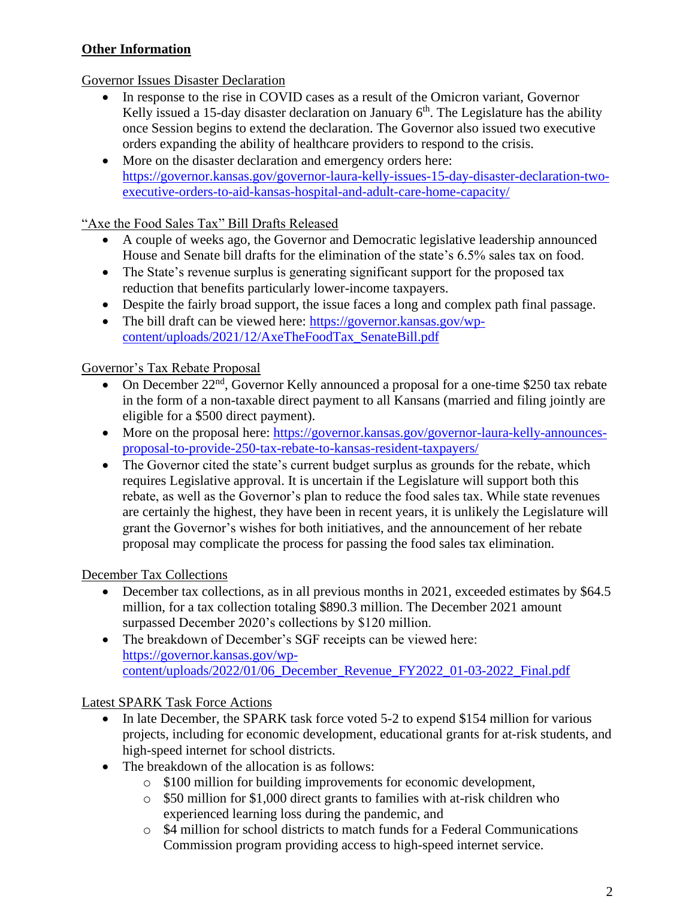## **Other Information**

Governor Issues Disaster Declaration

- In response to the rise in COVID cases as a result of the Omicron variant, Governor Kelly issued a 15-day disaster declaration on January 6th. The Legislature has the ability once Session begins to extend the declaration. The Governor also issued two executive orders expanding the ability of healthcare providers to respond to the crisis.
- More on the disaster declaration and emergency orders here: https://governor.kansas.gov/governor-laura-kelly-issues-15-day-disaster-declaration-two-executive-orders-to-aid-kansas-hospital-and-adult-care-home-capacity/

"Axe the Food Sales Tax" Bill Drafts Released

- A couple of weeks ago, the Governor and Democratic legislative leadership announced House and Senate bill drafts for the elimination of the state's 6.5% sales tax on food.
- The State's revenue surplus is generating significant support for the proposed tax reduction that benefits particularly lower-income taxpayers.
- Despite the fairly broad support, the issue faces a long and complex path final passage.
- The bill draft can be viewed here: https://governor.kansas.gov/wp-content/uploads/2021/12/AxeTheFoodTax_SenateBill.pdf

Governor's Tax Rebate Proposal

- On December 22nd, Governor Kelly announced a proposal for a one-time $250 tax rebate in the form of a non-taxable direct payment to all Kansans (married and filing jointly are eligible for a $500 direct payment).
- More on the proposal here: https://governor.kansas.gov/governor-laura-kelly-announces-proposal-to-provide-250-tax-rebate-to-kansas-resident-taxpayers/
- The Governor cited the state's current budget surplus as grounds for the rebate, which requires Legislative approval. It is uncertain if the Legislature will support both this rebate, as well as the Governor's plan to reduce the food sales tax. While state revenues are certainly the highest, they have been in recent years, it is unlikely the Legislature will grant the Governor's wishes for both initiatives, and the announcement of her rebate proposal may complicate the process for passing the food sales tax elimination.

December Tax Collections

- December tax collections, as in all previous months in 2021, exceeded estimates by $64.5 million, for a tax collection totaling $890.3 million. The December 2021 amount surpassed December 2020's collections by $120 million.
- The breakdown of December's SGF receipts can be viewed here: https://governor.kansas.gov/wp-content/uploads/2022/01/06_December_Revenue_FY2022_01-03-2022_Final.pdf

Latest SPARK Task Force Actions

- In late December, the SPARK task force voted 5-2 to expend $154 million for various projects, including for economic development, educational grants for at-risk students, and high-speed internet for school districts.
- The breakdown of the allocation is as follows:
  - $100 million for building improvements for economic development,
  - $50 million for $1,000 direct grants to families with at-risk children who experienced learning loss during the pandemic, and
  - $4 million for school districts to match funds for a Federal Communications Commission program providing access to high-speed internet service.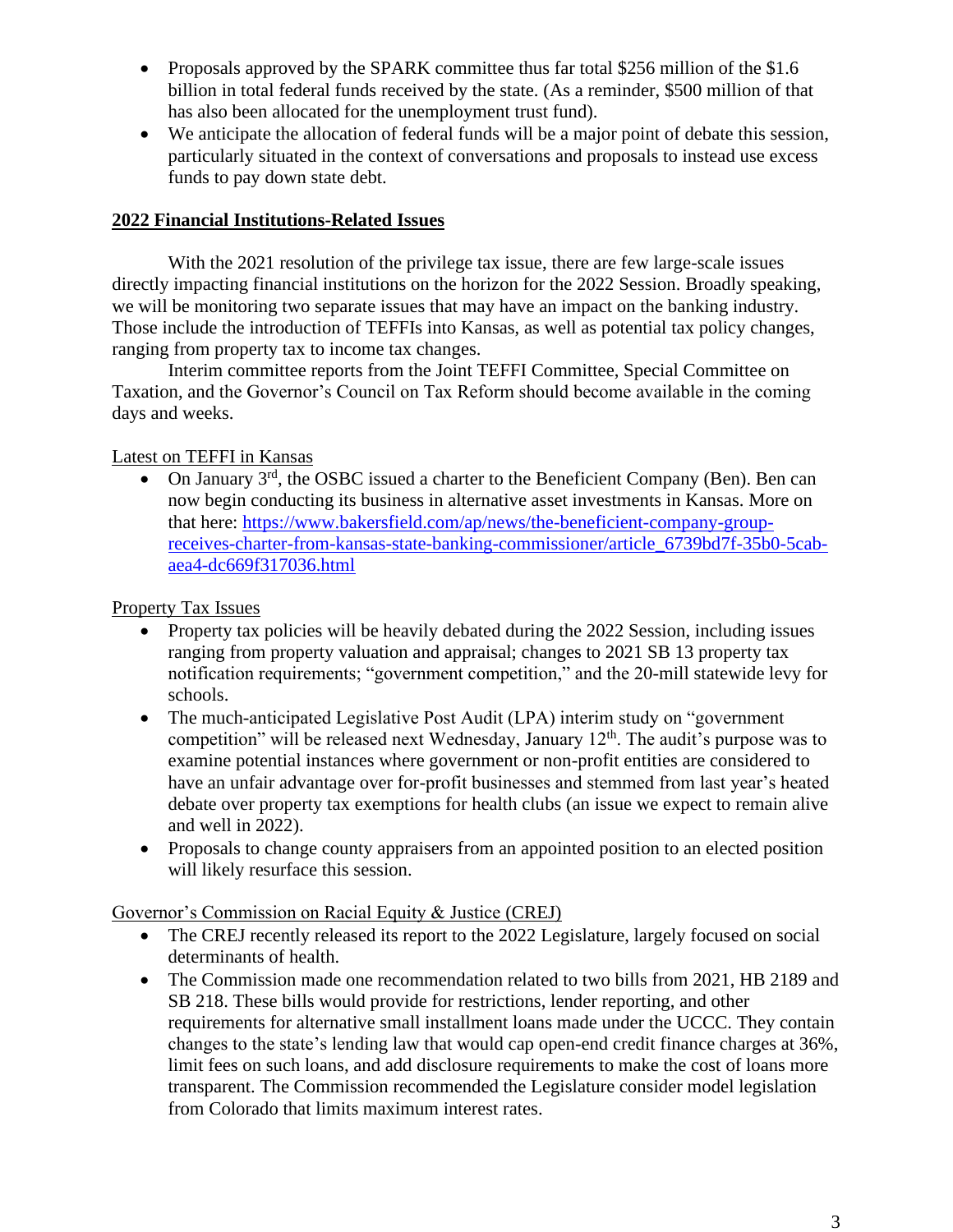- Proposals approved by the SPARK committee thus far total $256 million of the $1.6 billion in total federal funds received by the state. (As a reminder, $500 million of that has also been allocated for the unemployment trust fund).
- We anticipate the allocation of federal funds will be a major point of debate this session, particularly situated in the context of conversations and proposals to instead use excess funds to pay down state debt.

## 2022 Financial Institutions-Related Issues

With the 2021 resolution of the privilege tax issue, there are few large-scale issues directly impacting financial institutions on the horizon for the 2022 Session. Broadly speaking, we will be monitoring two separate issues that may have an impact on the banking industry. Those include the introduction of TEFFIs into Kansas, as well as potential tax policy changes, ranging from property tax to income tax changes.

Interim committee reports from the Joint TEFFI Committee, Special Committee on Taxation, and the Governor's Council on Tax Reform should become available in the coming days and weeks.

### Latest on TEFFI in Kansas

- On January 3rd, the OSBC issued a charter to the Beneficient Company (Ben). Ben can now begin conducting its business in alternative asset investments in Kansas. More on that here: https://www.bakersfield.com/ap/news/the-beneficient-company-group-receives-charter-from-kansas-state-banking-commissioner/article_6739bd7f-35b0-5cab-aea4-dc669f317036.html

### Property Tax Issues

- Property tax policies will be heavily debated during the 2022 Session, including issues ranging from property valuation and appraisal; changes to 2021 SB 13 property tax notification requirements; "government competition," and the 20-mill statewide levy for schools.
- The much-anticipated Legislative Post Audit (LPA) interim study on "government competition" will be released next Wednesday, January 12th. The audit's purpose was to examine potential instances where government or non-profit entities are considered to have an unfair advantage over for-profit businesses and stemmed from last year's heated debate over property tax exemptions for health clubs (an issue we expect to remain alive and well in 2022).
- Proposals to change county appraisers from an appointed position to an elected position will likely resurface this session.

### Governor's Commission on Racial Equity & Justice (CREJ)

- The CREJ recently released its report to the 2022 Legislature, largely focused on social determinants of health.
- The Commission made one recommendation related to two bills from 2021, HB 2189 and SB 218. These bills would provide for restrictions, lender reporting, and other requirements for alternative small installment loans made under the UCCC. They contain changes to the state's lending law that would cap open-end credit finance charges at 36%, limit fees on such loans, and add disclosure requirements to make the cost of loans more transparent. The Commission recommended the Legislature consider model legislation from Colorado that limits maximum interest rates.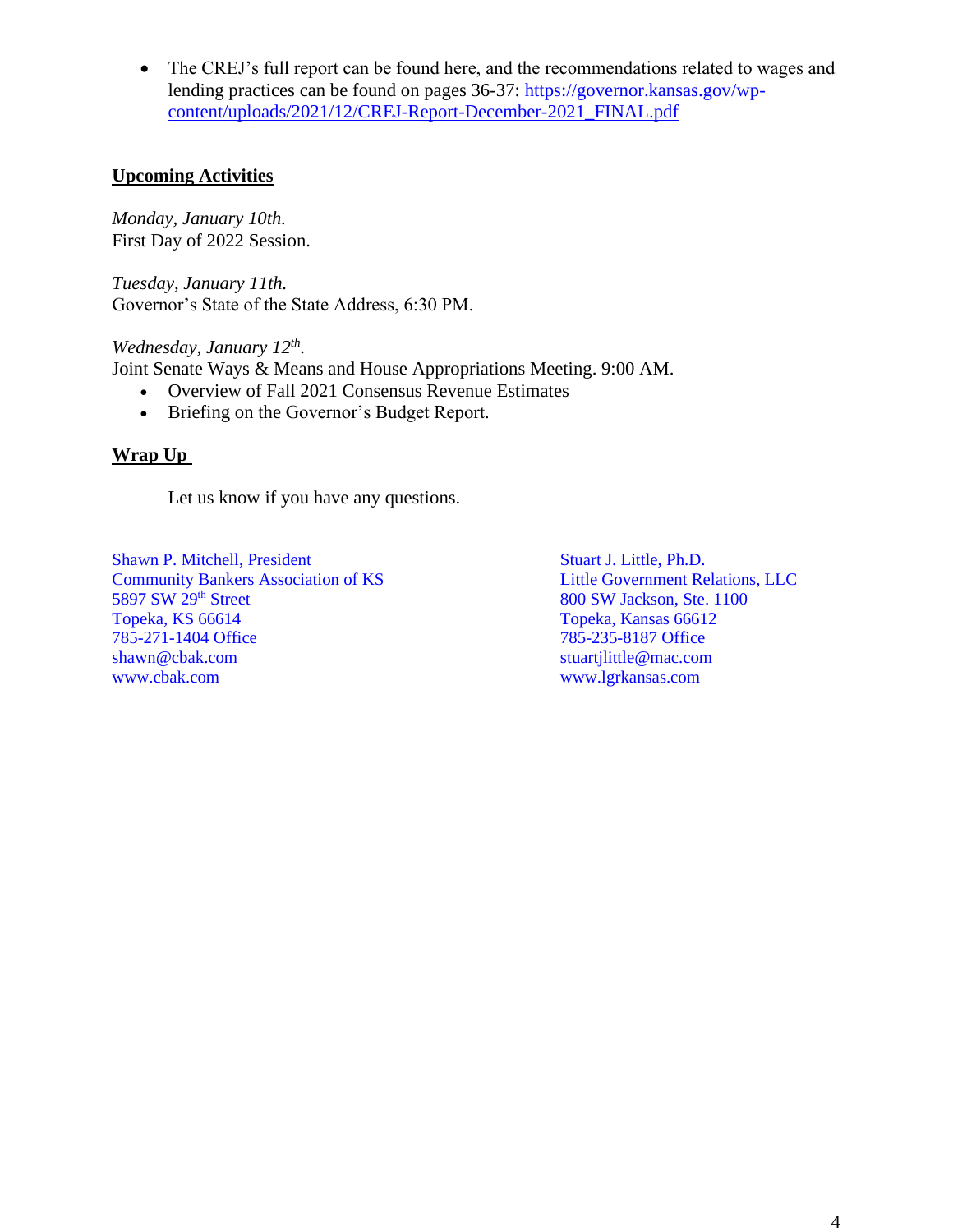- The CREJ's full report can be found here, and the recommendations related to wages and lending practices can be found on pages 36-37: [https://governor.kansas.gov/wp-content/uploads/2021/12/CREJ-Report-December-2021_FINAL.pdf](https://governor.kansas.gov/wp-content/uploads/2021/12/CREJ-Report-December-2021_FINAL.pdf)

## Upcoming Activities

*Monday, January 10th.*
First Day of 2022 Session.

*Tuesday, January 11th.*
Governor's State of the State Address, 6:30 PM.

*Wednesday, January 12th.*
Joint Senate Ways & Means and House Appropriations Meeting. 9:00 AM.

- Overview of Fall 2021 Consensus Revenue Estimates
- Briefing on the Governor's Budget Report.

## Wrap Up

Let us know if you have any questions.

Shawn P. Mitchell, President
Community Bankers Association of KS
5897 SW 29th Street
Topeka, KS 66614
785-271-1404 Office
shawn@cbak.com
www.cbak.com

Stuart J. Little, Ph.D.
Little Government Relations, LLC
800 SW Jackson, Ste. 1100
Topeka, Kansas 66612
785-235-8187 Office
stuartjlittle@mac.com
www.lgrkansas.com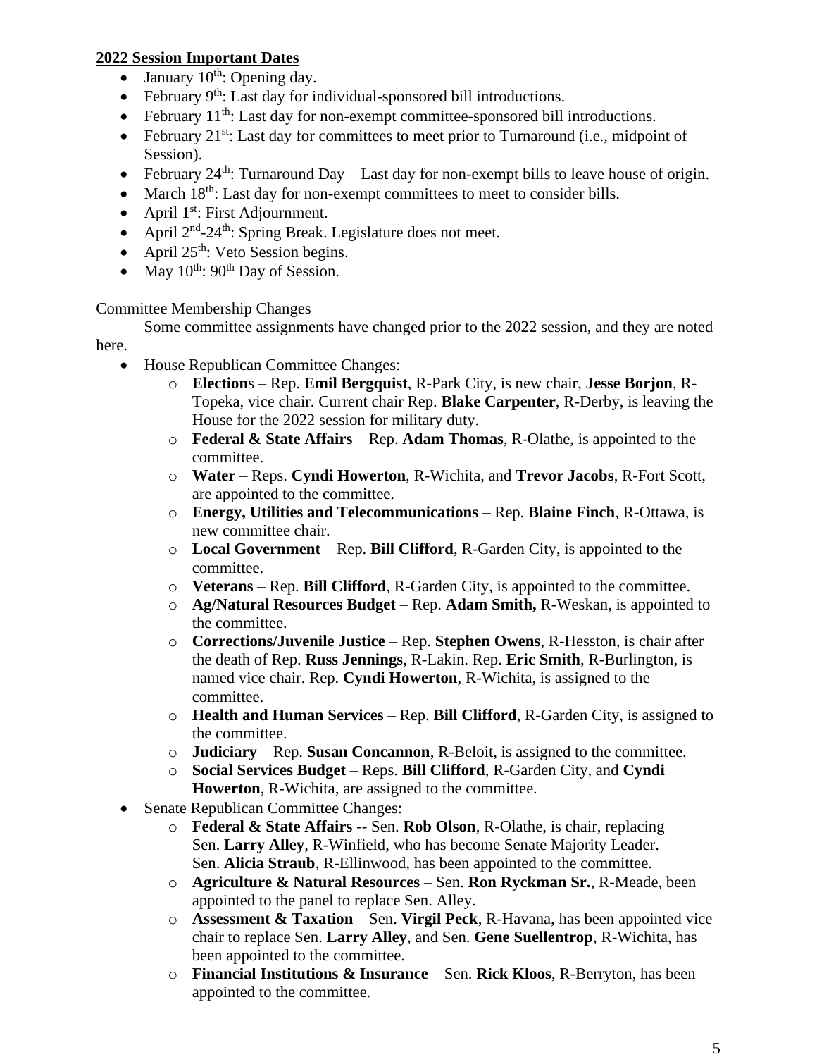**2022 Session Important Dates**

- January 10th: Opening day.
- February 9th: Last day for individual-sponsored bill introductions.
- February 11th: Last day for non-exempt committee-sponsored bill introductions.
- February 21st: Last day for committees to meet prior to Turnaround (i.e., midpoint of Session).
- February 24th: Turnaround Day—Last day for non-exempt bills to leave house of origin.
- March 18th: Last day for non-exempt committees to meet to consider bills.
- April 1st: First Adjournment.
- April 2nd-24th: Spring Break. Legislature does not meet.
- April 25th: Veto Session begins.
- May 10th: 90th Day of Session.

Committee Membership Changes

Some committee assignments have changed prior to the 2022 session, and they are noted here.

- House Republican Committee Changes:
  - **Election**s – Rep. **Emil Bergquist**, R-Park City, is new chair, **Jesse Borjon**, R-Topeka, vice chair. Current chair Rep. **Blake Carpenter**, R-Derby, is leaving the House for the 2022 session for military duty.
  - **Federal & State Affairs** – Rep. **Adam Thomas**, R-Olathe, is appointed to the committee.
  - **Water** – Reps. **Cyndi Howerton**, R-Wichita, and **Trevor Jacobs**, R-Fort Scott, are appointed to the committee.
  - **Energy, Utilities and Telecommunications** – Rep. **Blaine Finch**, R-Ottawa, is new committee chair.
  - **Local Government** – Rep. **Bill Clifford**, R-Garden City, is appointed to the committee.
  - **Veterans** – Rep. **Bill Clifford**, R-Garden City, is appointed to the committee.
  - **Ag/Natural Resources Budget** – Rep. **Adam Smith,** R-Weskan, is appointed to the committee.
  - **Corrections/Juvenile Justice** – Rep. **Stephen Owens**, R-Hesston, is chair after the death of Rep. **Russ Jennings**, R-Lakin. Rep. **Eric Smith**, R-Burlington, is named vice chair. Rep. **Cyndi Howerton**, R-Wichita, is assigned to the committee.
  - **Health and Human Services** – Rep. **Bill Clifford**, R-Garden City, is assigned to the committee.
  - **Judiciary** – Rep. **Susan Concannon**, R-Beloit, is assigned to the committee.
  - **Social Services Budget** – Reps. **Bill Clifford**, R-Garden City, and **Cyndi Howerton**, R-Wichita, are assigned to the committee.
- Senate Republican Committee Changes:
  - **Federal & State Affairs** -- Sen. **Rob Olson**, R-Olathe, is chair, replacing Sen. **Larry Alley**, R-Winfield, who has become Senate Majority Leader. Sen. **Alicia Straub**, R-Ellinwood, has been appointed to the committee.
  - **Agriculture & Natural Resources** – Sen. **Ron Ryckman Sr.**, R-Meade, been appointed to the panel to replace Sen. Alley.
  - **Assessment & Taxation** – Sen. **Virgil Peck**, R-Havana, has been appointed vice chair to replace Sen. **Larry Alley**, and Sen. **Gene Suellentrop**, R-Wichita, has been appointed to the committee.
  - **Financial Institutions & Insurance** – Sen. **Rick Kloos**, R-Berryton, has been appointed to the committee.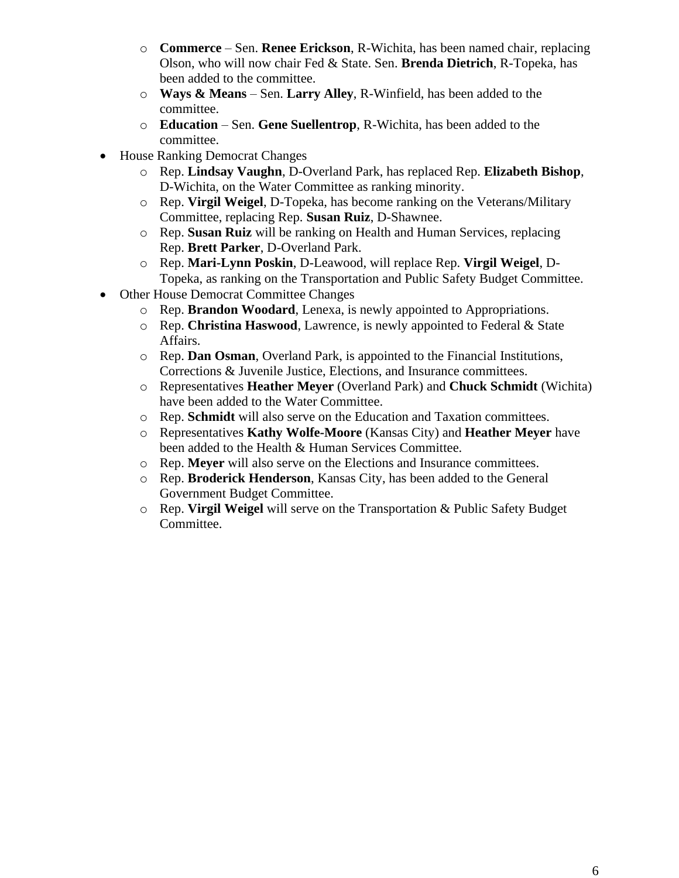- **Commerce** – Sen. **Renee Erickson**, R-Wichita, has been named chair, replacing Olson, who will now chair Fed & State. Sen. **Brenda Dietrich**, R-Topeka, has been added to the committee.
    - **Ways & Means** – Sen. **Larry Alley**, R-Winfield, has been added to the committee.
    - **Education** – Sen. **Gene Suellentrop**, R-Wichita, has been added to the committee.
- House Ranking Democrat Changes
    - Rep. **Lindsay Vaughn**, D-Overland Park, has replaced Rep. **Elizabeth Bishop**, D-Wichita, on the Water Committee as ranking minority.
    - Rep. **Virgil Weigel**, D-Topeka, has become ranking on the Veterans/Military Committee, replacing Rep. **Susan Ruiz**, D-Shawnee.
    - Rep. **Susan Ruiz** will be ranking on Health and Human Services, replacing Rep. **Brett Parker**, D-Overland Park.
    - Rep. **Mari-Lynn Poskin**, D-Leawood, will replace Rep. **Virgil Weigel**, D-Topeka, as ranking on the Transportation and Public Safety Budget Committee.
- Other House Democrat Committee Changes
    - Rep. **Brandon Woodard**, Lenexa, is newly appointed to Appropriations.
    - Rep. **Christina Haswood**, Lawrence, is newly appointed to Federal & State Affairs.
    - Rep. **Dan Osman**, Overland Park, is appointed to the Financial Institutions, Corrections & Juvenile Justice, Elections, and Insurance committees.
    - Representatives **Heather Meyer** (Overland Park) and **Chuck Schmidt** (Wichita) have been added to the Water Committee.
    - Rep. **Schmidt** will also serve on the Education and Taxation committees.
    - Representatives **Kathy Wolfe-Moore** (Kansas City) and **Heather Meyer** have been added to the Health & Human Services Committee.
    - Rep. **Meyer** will also serve on the Elections and Insurance committees.
    - Rep. **Broderick Henderson**, Kansas City, has been added to the General Government Budget Committee.
    - Rep. **Virgil Weigel** will serve on the Transportation & Public Safety Budget Committee.